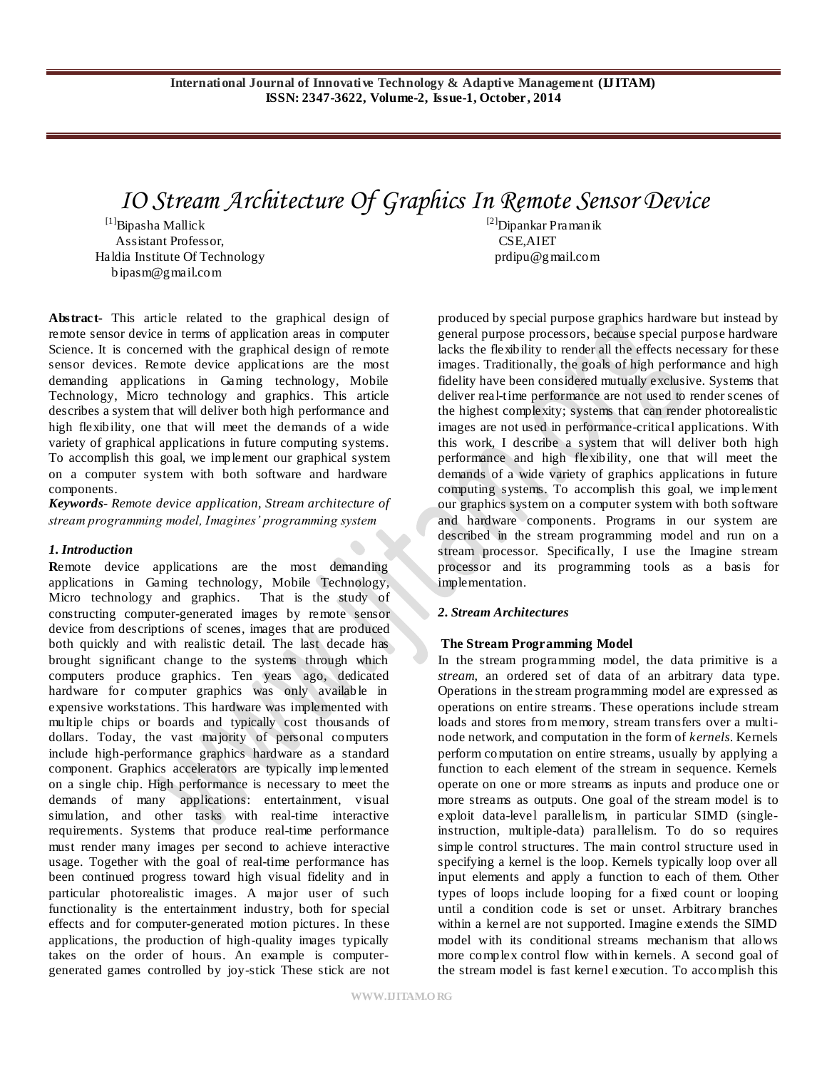# IO Stream Architecture Of Graphics In Remote Sensor Device

[1]Bipasha Mallick
Assistant Professor,
Haldia Institute Of Technology
bipasm@gmail.com

[2]Dipankar Pramanik
CSE,AIET
prdipu@gmail.com

**Abstract-** This article related to the graphical design of remote sensor device in terms of application areas in computer Science. It is concerned with the graphical design of remote sensor devices. Remote device applications are the most demanding applications in Gaming technology, Mobile Technology, Micro technology and graphics. This article describes a system that will deliver both high performance and high flexibility, one that will meet the demands of a wide variety of graphical applications in future computing systems. To accomplish this goal, we implement our graphical system on a computer system with both software and hardware components.

***Keywords**- Remote device application, Stream architecture of stream programming model, Imagines' programming system*

## *1. Introduction*

**R**emote device applications are the most demanding applications in Gaming technology, Mobile Technology, Micro technology and graphics. That is the study of constructing computer-generated images by remote sensor device from descriptions of scenes, images that are produced both quickly and with realistic detail. The last decade has brought significant change to the systems through which computers produce graphics. Ten years ago, dedicated hardware for computer graphics was only available in expensive workstations. This hardware was implemented with multiple chips or boards and typically cost thousands of dollars. Today, the vast majority of personal computers include high-performance graphics hardware as a standard component. Graphics accelerators are typically implemented on a single chip. High performance is necessary to meet the demands of many applications: entertainment, visual simulation, and other tasks with real-time interactive requirements. Systems that produce real-time performance must render many images per second to achieve interactive usage. Together with the goal of real-time performance has been continued progress toward high visual fidelity and in particular photorealistic images. A major user of such functionality is the entertainment industry, both for special effects and for computer-generated motion pictures. In these applications, the production of high-quality images typically takes on the order of hours. An example is computer-generated games controlled by joy-stick These stick are not produced by special purpose graphics hardware but instead by general purpose processors, because special purpose hardware lacks the flexibility to render all the effects necessary for these images. Traditionally, the goals of high performance and high fidelity have been considered mutually exclusive. Systems that deliver real-time performance are not used to render scenes of the highest complexity; systems that can render photorealistic images are not used in performance-critical applications. With this work, I describe a system that will deliver both high performance and high flexibility, one that will meet the demands of a wide variety of graphics applications in future computing systems. To accomplish this goal, we implement our graphics system on a computer system with both software and hardware components. Programs in our system are described in the stream programming model and run on a stream processor. Specifically, I use the Imagine stream processor and its programming tools as a basis for implementation.

## *2. Stream Architectures*

### The Stream Programming Model

In the stream programming model, the data primitive is a *stream*, an ordered set of data of an arbitrary data type. Operations in the stream programming model are expressed as operations on entire streams. These operations include stream loads and stores from memory, stream transfers over a multi-node network, and computation in the form of *kernels*. Kernels perform computation on entire streams, usually by applying a function to each element of the stream in sequence. Kernels operate on one or more streams as inputs and produce one or more streams as outputs. One goal of the stream model is to exploit data-level parallelism, in particular SIMD (single-instruction, multiple-data) parallelism. To do so requires simple control structures. The main control structure used in specifying a kernel is the loop. Kernels typically loop over all input elements and apply a function to each of them. Other types of loops include looping for a fixed count or looping until a condition code is set or unset. Arbitrary branches within a kernel are not supported. Imagine extends the SIMD model with its conditional streams mechanism that allows more complex control flow within kernels. A second goal of the stream model is fast kernel execution. To accomplish this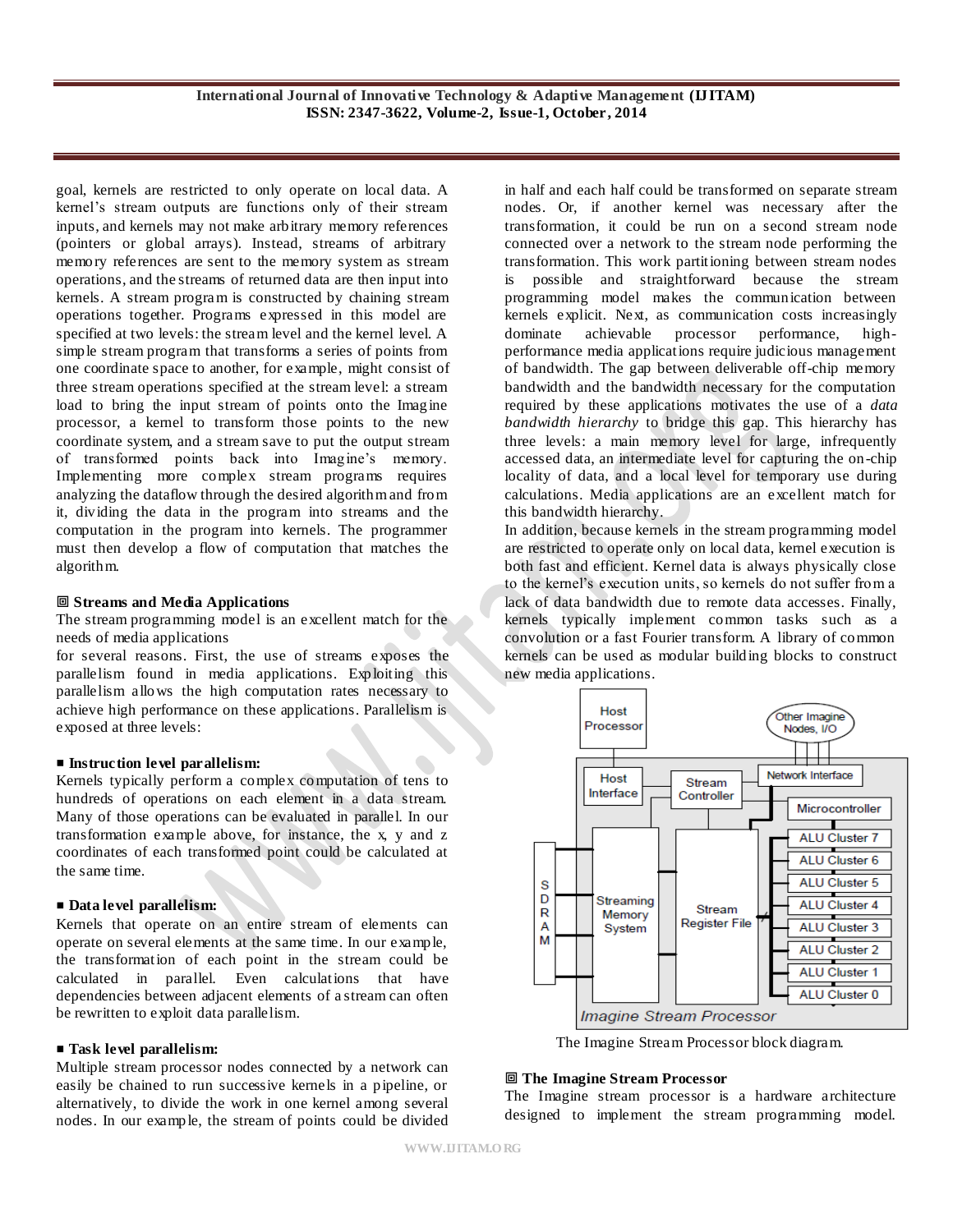goal, kernels are restricted to only operate on local data. A kernel's stream outputs are functions only of their stream inputs, and kernels may not make arbitrary memory references (pointers or global arrays). Instead, streams of arbitrary memory references are sent to the memory system as stream operations, and the streams of returned data are then input into kernels. A stream program is constructed by chaining stream operations together. Programs expressed in this model are specified at two levels: the stream level and the kernel level. A simple stream program that transforms a series of points from one coordinate space to another, for example, might consist of three stream operations specified at the stream level: a stream load to bring the input stream of points onto the Imagine processor, a kernel to transform those points to the new coordinate system, and a stream save to put the output stream of transformed points back into Imagine's memory. Implementing more complex stream programs requires analyzing the dataflow through the desired algorithm and from it, dividing the data in the program into streams and the computation in the program into kernels. The programmer must then develop a flow of computation that matches the algorithm.

### Streams and Media Applications

The stream programming model is an excellent match for the needs of media applications

for several reasons. First, the use of streams exposes the parallelism found in media applications. Exploiting this parallelism allows the high computation rates necessary to achieve high performance on these applications. Parallelism is exposed at three levels:

**Instruction level parallelism:**

Kernels typically perform a complex computation of tens to hundreds of operations on each element in a data stream. Many of those operations can be evaluated in parallel. In our transformation example above, for instance, the x, y and z coordinates of each transformed point could be calculated at the same time.

**Data level parallelism:**

Kernels that operate on an entire stream of elements can operate on several elements at the same time. In our example, the transformation of each point in the stream could be calculated in parallel. Even calculations that have dependencies between adjacent elements of a stream can often be rewritten to exploit data parallelism.

**Task level parallelism:**

Multiple stream processor nodes connected by a network can easily be chained to run successive kernels in a pipeline, or alternatively, to divide the work in one kernel among several nodes. In our example, the stream of points could be divided in half and each half could be transformed on separate stream nodes. Or, if another kernel was necessary after the transformation, it could be run on a second stream node connected over a network to the stream node performing the transformation. This work partitioning between stream nodes is possible and straightforward because the stream programming model makes the communication between kernels explicit. Next, as communication costs increasingly dominate achievable processor performance, high-performance media applications require judicious management of bandwidth. The gap between deliverable off-chip memory bandwidth and the bandwidth necessary for the computation required by these applications motivates the use of a *data bandwidth hierarchy* to bridge this gap. This hierarchy has three levels: a main memory level for large, infrequently accessed data, an intermediate level for capturing the on-chip locality of data, and a local level for temporary use during calculations. Media applications are an excellent match for this bandwidth hierarchy.

In addition, because kernels in the stream programming model are restricted to operate only on local data, kernel execution is both fast and efficient. Kernel data is always physically close to the kernel's execution units, so kernels do not suffer from a lack of data bandwidth due to remote data accesses. Finally, kernels typically implement common tasks such as a convolution or a fast Fourier transform. A library of common kernels can be used as modular building blocks to construct new media applications.

Host Processor
Other Imagine Nodes, I/O
Host Interface
Stream Controller
Network Interface
Microcontroller
S D R A M
Streaming Memory System
Stream Register File
ALU Cluster 7
ALU Cluster 6
ALU Cluster 5
ALU Cluster 4
ALU Cluster 3
ALU Cluster 2
ALU Cluster 1
ALU Cluster 0
Imagine Stream Processor

The Imagine Stream Processor block diagram.

### The Imagine Stream Processor

The Imagine stream processor is a hardware architecture designed to implement the stream programming model.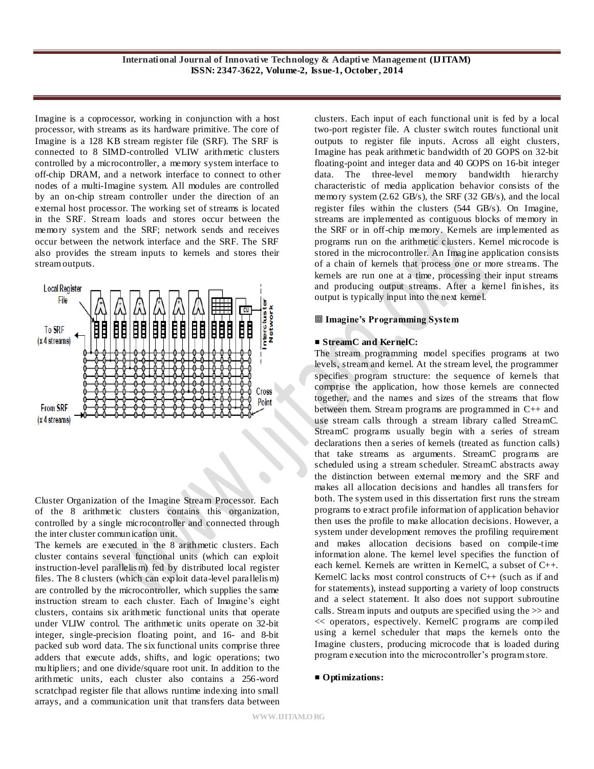Imagine is a coprocessor, working in conjunction with a host processor, with streams as its hardware primitive. The core of Imagine is a 128 KB stream register file (SRF). The SRF is connected to 8 SIMD-controlled VLIW arithmetic clusters controlled by a microcontroller, a memory system interface to off-chip DRAM, and a network interface to connect to other nodes of a multi-Imagine system. All modules are controlled by an on-chip stream controller under the direction of an external host processor. The working set of streams is located in the SRF. Stream loads and stores occur between the memory system and the SRF; network sends and receives occur between the network interface and the SRF. The SRF also provides the stream inputs to kernels and stores their stream outputs.

Cluster Organization of the Imagine Stream Processor. Each of the 8 arithmetic clusters contains this organization, controlled by a single microcontroller and connected through the inter cluster communication unit.

The kernels are executed in the 8 arithmetic clusters. Each cluster contains several functional units (which can exploit instruction-level parallelism) fed by distributed local register files. The 8 clusters (which can exploit data-level parallelism) are controlled by the microcontroller, which supplies the same instruction stream to each cluster. Each of Imagine's eight clusters, contains six arithmetic functional units that operate under VLIW control. The arithmetic units operate on 32-bit integer, single-precision floating point, and 16- and 8-bit packed sub word data. The six functional units comprise three adders that execute adds, shifts, and logic operations; two multipliers; and one divide/square root unit. In addition to the arithmetic units, each cluster also contains a 256-word scratchpad register file that allows runtime indexing into small arrays, and a communication unit that transfers data between clusters. Each input of each functional unit is fed by a local two-port register file. A cluster switch routes functional unit outputs to register file inputs. Across all eight clusters, Imagine has peak arithmetic bandwidth of 20 GOPS on 32-bit floating-point and integer data and 40 GOPS on 16-bit integer data. The three-level memory bandwidth hierarchy characteristic of media application behavior consists of the memory system (2.62 GB/s), the SRF (32 GB/s), and the local register files within the clusters (544 GB/s). On Imagine, streams are implemented as contiguous blocks of memory in the SRF or in off-chip memory. Kernels are implemented as programs run on the arithmetic clusters. Kernel microcode is stored in the microcontroller. An Imagine application consists of a chain of kernels that process one or more streams. The kernels are run one at a time, processing their input streams and producing output streams. After a kernel finishes, its output is typically input into the next kernel.

## Imagine's Programming System

### StreamC and KernelC:

The stream programming model specifies programs at two levels, stream and kernel. At the stream level, the programmer specifies program structure: the sequence of kernels that comprise the application, how those kernels are connected together, and the names and sizes of the streams that flow between them. Stream programs are programmed in C++ and use stream calls through a stream library called StreamC. StreamC programs usually begin with a series of stream declarations then a series of kernels (treated as function calls) that take streams as arguments. StreamC programs are scheduled using a stream scheduler. StreamC abstracts away the distinction between external memory and the SRF and makes all allocation decisions and handles all transfers for both. The system used in this dissertation first runs the stream programs to extract profile information of application behavior then uses the profile to make allocation decisions. However, a system under development removes the profiling requirement and makes allocation decisions based on compile-time information alone. The kernel level specifies the function of each kernel. Kernels are written in KernelC, a subset of C++. KernelC lacks most control constructs of C++ (such as if and for statements), instead supporting a variety of loop constructs and a select statement. It also does not support subroutine calls. Stream inputs and outputs are specified using the >> and << operators, espectively. KernelC programs are compiled using a kernel scheduler that maps the kernels onto the Imagine clusters, producing microcode that is loaded during program execution into the microcontroller's program store.

### Optimizations: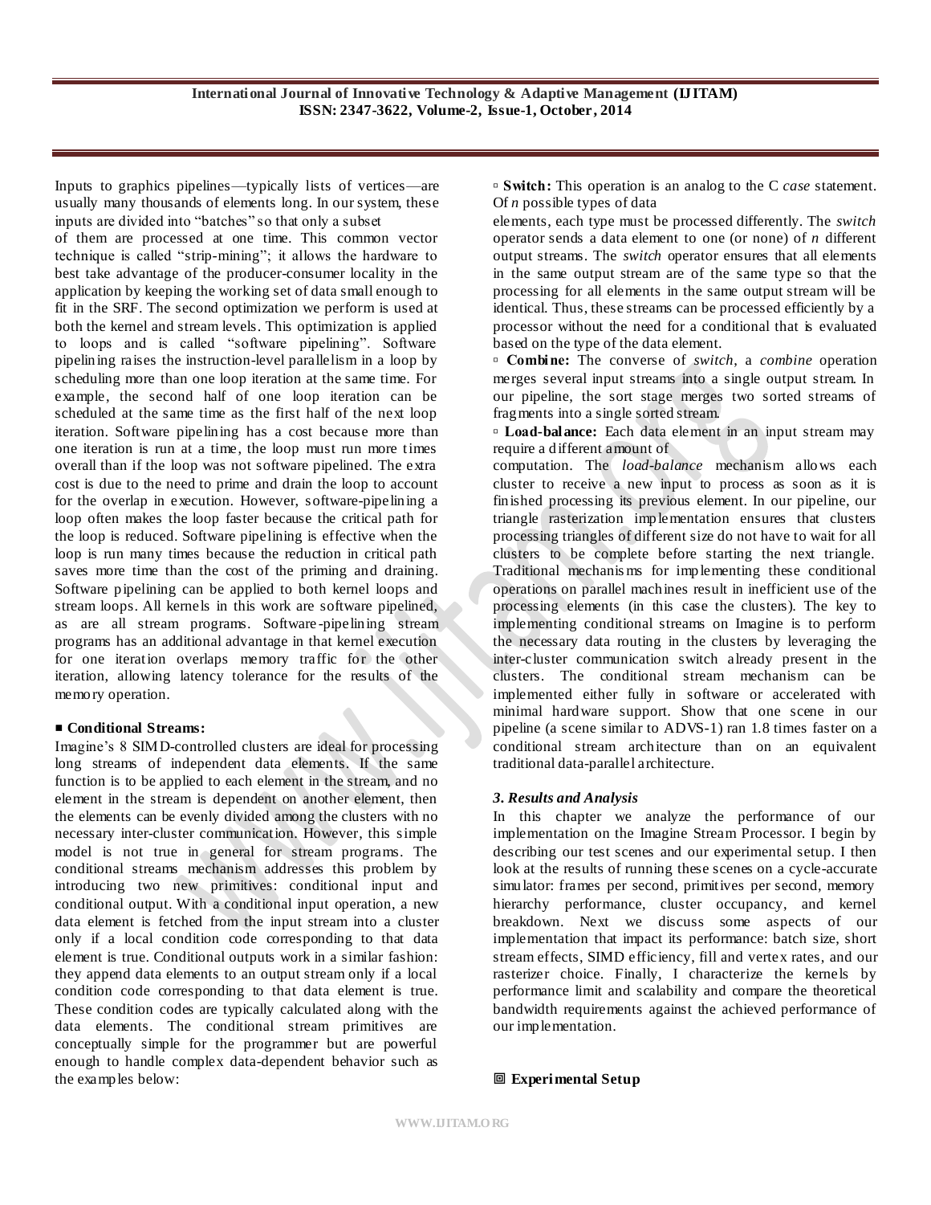Inputs to graphics pipelines—typically lists of vertices—are usually many thousands of elements long. In our system, these inputs are divided into "batches" so that only a subset of them are processed at one time. This common vector technique is called "strip-mining"; it allows the hardware to best take advantage of the producer-consumer locality in the application by keeping the working set of data small enough to fit in the SRF. The second optimization we perform is used at both the kernel and stream levels. This optimization is applied to loops and is called "software pipelining". Software pipelining raises the instruction-level parallelism in a loop by scheduling more than one loop iteration at the same time. For example, the second half of one loop iteration can be scheduled at the same time as the first half of the next loop iteration. Software pipelining has a cost because more than one iteration is run at a time, the loop must run more times overall than if the loop was not software pipelined. The extra cost is due to the need to prime and drain the loop to account for the overlap in execution. However, software-pipelining a loop often makes the loop faster because the critical path for the loop is reduced. Software pipelining is effective when the loop is run many times because the reduction in critical path saves more time than the cost of the priming and draining. Software pipelining can be applied to both kernel loops and stream loops. All kernels in this work are software pipelined, as are all stream programs. Software-pipelining stream programs has an additional advantage in that kernel execution for one iteration overlaps memory traffic for the other iteration, allowing latency tolerance for the results of the memory operation.

■ **Conditional Streams:**

Imagine's 8 SIMD-controlled clusters are ideal for processing long streams of independent data elements. If the same function is to be applied to each element in the stream, and no element in the stream is dependent on another element, then the elements can be evenly divided among the clusters with no necessary inter-cluster communication. However, this simple model is not true in general for stream programs. The conditional streams mechanism addresses this problem by introducing two new primitives: conditional input and conditional output. With a conditional input operation, a new data element is fetched from the input stream into a cluster only if a local condition code corresponding to that data element is true. Conditional outputs work in a similar fashion: they append data elements to an output stream only if a local condition code corresponding to that data element is true. These condition codes are typically calculated along with the data elements. The conditional stream primitives are conceptually simple for the programmer but are powerful enough to handle complex data-dependent behavior such as the examples below:

▫ **Switch:** This operation is an analog to the C *case* statement. Of *n* possible types of data elements, each type must be processed differently. The *switch* operator sends a data element to one (or none) of *n* different output streams. The *switch* operator ensures that all elements in the same output stream are of the same type so that the processing for all elements in the same output stream will be identical. Thus, these streams can be processed efficiently by a processor without the need for a conditional that is evaluated based on the type of the data element.

▫ **Combine:** The converse of *switch*, a *combine* operation merges several input streams into a single output stream. In our pipeline, the sort stage merges two sorted streams of fragments into a single sorted stream.

▫ **Load-balance:** Each data element in an input stream may require a different amount of computation. The *load-balance* mechanism allows each cluster to receive a new input to process as soon as it is finished processing its previous element. In our pipeline, our triangle rasterization implementation ensures that clusters processing triangles of different size do not have to wait for all clusters to be complete before starting the next triangle. Traditional mechanisms for implementing these conditional operations on parallel machines result in inefficient use of the processing elements (in this case the clusters). The key to implementing conditional streams on Imagine is to perform the necessary data routing in the clusters by leveraging the inter-cluster communication switch already present in the clusters. The conditional stream mechanism can be implemented either fully in software or accelerated with minimal hardware support. Show that one scene in our pipeline (a scene similar to ADVS-1) ran 1.8 times faster on a conditional stream architecture than on an equivalent traditional data-parallel architecture.

### *3. Results and Analysis*

In this chapter we analyze the performance of our implementation on the Imagine Stream Processor. I begin by describing our test scenes and our experimental setup. I then look at the results of running these scenes on a cycle-accurate simulator: frames per second, primitives per second, memory hierarchy performance, cluster occupancy, and kernel breakdown. Next we discuss some aspects of our implementation that impact its performance: batch size, short stream effects, SIMD efficiency, fill and vertex rates, and our rasterizer choice. Finally, I characterize the kernels by performance limit and scalability and compare the theoretical bandwidth requirements against the achieved performance of our implementation.

▣ **Experimental Setup**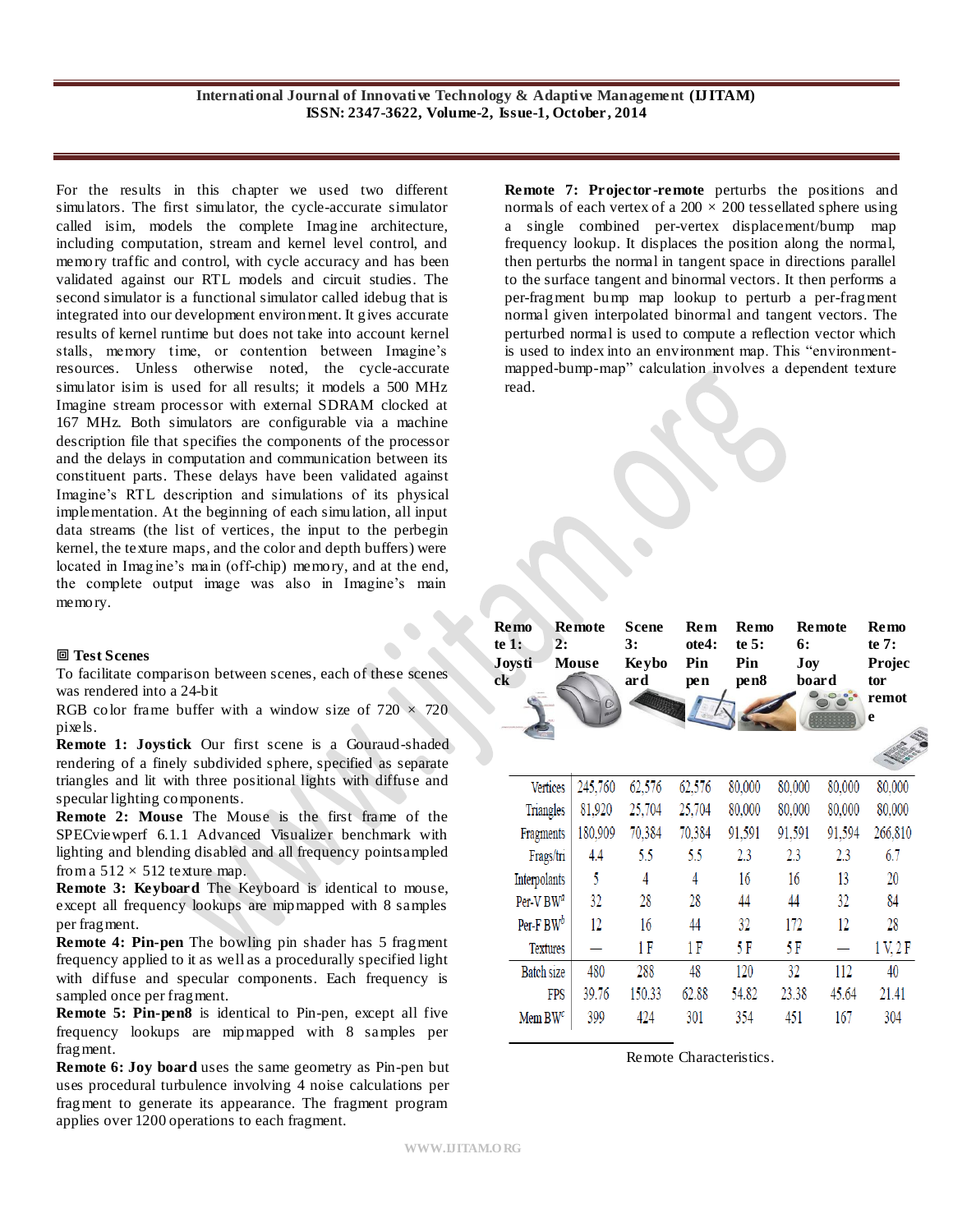For the results in this chapter we used two different simulators. The first simulator, the cycle-accurate simulator called isim, models the complete Imagine architecture, including computation, stream and kernel level control, and memory traffic and control, with cycle accuracy and has been validated against our RTL models and circuit studies. The second simulator is a functional simulator called idebug that is integrated into our development environment. It gives accurate results of kernel runtime but does not take into account kernel stalls, memory time, or contention between Imagine's resources. Unless otherwise noted, the cycle-accurate simulator isim is used for all results; it models a 500 MHz Imagine stream processor with external SDRAM clocked at 167 MHz. Both simulators are configurable via a machine description file that specifies the components of the processor and the delays in computation and communication between its constituent parts. These delays have been validated against Imagine's RTL description and simulations of its physical implementation. At the beginning of each simulation, all input data streams (the list of vertices, the input to the perbegin kernel, the texture maps, and the color and depth buffers) were located in Imagine's main (off-chip) memory, and at the end, the complete output image was also in Imagine's main memory.

### Test Scenes

To facilitate comparison between scenes, each of these scenes was rendered into a 24-bit RGB color frame buffer with a window size of 720 × 720 pixels.

**Remote 1: Joystick** Our first scene is a Gouraud-shaded rendering of a finely subdivided sphere, specified as separate triangles and lit with three positional lights with diffuse and specular lighting components.

**Remote 2: Mouse** The Mouse is the first frame of the SPECviewperf 6.1.1 Advanced Visualizer benchmark with lighting and blending disabled and all frequency pointsampled from a 512 × 512 texture map.

**Remote 3: Keyboard** The Keyboard is identical to mouse, except all frequency lookups are mipmapped with 8 samples per fragment.

**Remote 4: Pin-pen** The bowling pin shader has 5 fragment frequency applied to it as well as a procedurally specified light with diffuse and specular components. Each frequency is sampled once per fragment.

**Remote 5: Pin-pen8** is identical to Pin-pen, except all five frequency lookups are mipmapped with 8 samples per fragment.

**Remote 6: Joy board** uses the same geometry as Pin-pen but uses procedural turbulence involving 4 noise calculations per fragment to generate its appearance. The fragment program applies over 1200 operations to each fragment.

**Remote 7: Projector-remote** perturbs the positions and normals of each vertex of a 200 × 200 tessellated sphere using a single combined per-vertex displacement/bump map frequency lookup. It displaces the position along the normal, then perturbs the normal in tangent space in directions parallel to the surface tangent and binormal vectors. It then performs a per-fragment bump map lookup to perturb a per-fragment normal given interpolated binormal and tangent vectors. The perturbed normal is used to compute a reflection vector which is used to index into an environment map. This "environment-mapped-bump-map" calculation involves a dependent texture read.

| | Remote 1: Joystick | Remote 2: Mouse | Scene 3: Keyboard | Remote4: Pin pen | Remote 5: Pin pen8 | Remote 6: Joy board | Remote 7: Projector remote |
|---|---|---|---|---|---|---|---|
| Vertices | 245,760 | 62,576 | 62,576 | 80,000 | 80,000 | 80,000 | 80,000 |
| Triangles | 81,920 | 25,704 | 25,704 | 80,000 | 80,000 | 80,000 | 80,000 |
| Fragments | 180,909 | 70,384 | 70,384 | 91,591 | 91,591 | 91,594 | 266,810 |
| Frags/tri | 4.4 | 5.5 | 5.5 | 2.3 | 2.3 | 2.3 | 6.7 |
| Interpolants | 5 | 4 | 4 | 16 | 16 | 13 | 20 |
| Per-V BW[a] | 32 | 28 | 28 | 44 | 44 | 32 | 84 |
| Per-F BW[b] | 12 | 16 | 44 | 32 | 172 | 12 | 28 |
| Textures | — | 1 F | 1 F | 5 F | 5 F | — | 1 V, 2 F |
| Batch size | 480 | 288 | 48 | 120 | 32 | 112 | 40 |
| FPS | 39.76 | 150.33 | 62.88 | 54.82 | 23.38 | 45.64 | 21.41 |
| Mem BW[c] | 399 | 424 | 301 | 354 | 451 | 167 | 304 |

Remote Characteristics.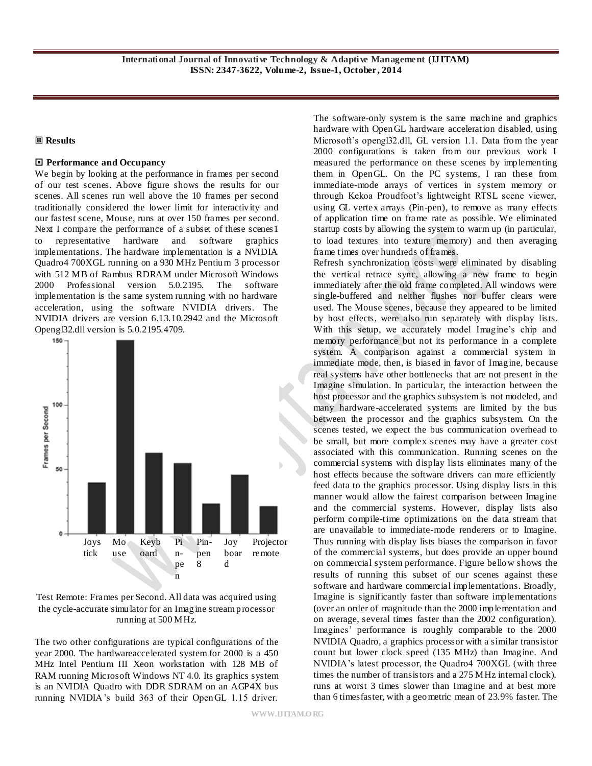## Results

### Performance and Occupancy

We begin by looking at the performance in frames per second of our test scenes. Above figure shows the results for our scenes. All scenes run well above the 10 frames per second traditionally considered the lower limit for interactivity and our fastest scene, Mouse, runs at over 150 frames per second. Next I compare the performance of a subset of these scenes1 to representative hardware and software graphics implementations. The hardware implementation is a NVIDIA Quadro4 700XGL running on a 930 MHz Pentium 3 processor with 512 MB of Rambus RDRAM under Microsoft Windows 2000 Professional version 5.0.2195. The software implementation is the same system running with no hardware acceleration, using the software NVIDIA drivers. The NVIDIA drivers are version 6.13.10.2942 and the Microsoft Opengl32.dll version is 5.0.2195.4709.

Test Remote: Frames per Second. All data was acquired using the cycle-accurate simulator for an Imagine stream processor running at 500 MHz.

The two other configurations are typical configurations of the year 2000. The hardwareaccelerated system for 2000 is a 450 MHz Intel Pentium III Xeon workstation with 128 MB of RAM running Microsoft Windows NT 4.0. Its graphics system is an NVIDIA Quadro with DDR SDRAM on an AGP4X bus running NVIDIA's build 363 of their OpenGL 1.15 driver. The software-only system is the same machine and graphics hardware with OpenGL hardware acceleration disabled, using Microsoft's opengl32.dll, GL version 1.1. Data from the year 2000 configurations is taken from our previous work I measured the performance on these scenes by implementing them in OpenGL. On the PC systems, I ran these from immediate-mode arrays of vertices in system memory or through Kekoa Proudfoot's lightweight RTSL scene viewer, using GL vertex arrays (Pin-pen), to remove as many effects of application time on frame rate as possible. We eliminated startup costs by allowing the system to warm up (in particular, to load textures into texture memory) and then averaging frame times over hundreds of frames.

Refresh synchronization costs were eliminated by disabling the vertical retrace sync, allowing a new frame to begin immediately after the old frame completed. All windows were single-buffered and neither flushes nor buffer clears were used. The Mouse scenes, because they appeared to be limited by host effects, were also run separately with display lists. With this setup, we accurately model Imagine's chip and memory performance but not its performance in a complete system. A comparison against a commercial system in immediate mode, then, is biased in favor of Imagine, because real systems have other bottlenecks that are not present in the Imagine simulation. In particular, the interaction between the host processor and the graphics subsystem is not modeled, and many hardware-accelerated systems are limited by the bus between the processor and the graphics subsystem. On the scenes tested, we expect the bus communication overhead to be small, but more complex scenes may have a greater cost associated with this communication. Running scenes on the commercial systems with display lists eliminates many of the host effects because the software drivers can more efficiently feed data to the graphics processor. Using display lists in this manner would allow the fairest comparison between Imagine and the commercial systems. However, display lists also perform compile-time optimizations on the data stream that are unavailable to immediate-mode renderers or to Imagine. Thus running with display lists biases the comparison in favor of the commercial systems, but does provide an upper bound on commercial system performance. Figure bellow shows the results of running this subset of our scenes against these software and hardware commercial implementations. Broadly, Imagine is significantly faster than software implementations (over an order of magnitude than the 2000 implementation and on average, several times faster than the 2002 configuration). Imagines' performance is roughly comparable to the 2000 NVIDIA Quadro, a graphics processor with a similar transistor count but lower clock speed (135 MHz) than Imagine. And NVIDIA's latest processor, the Quadro4 700XGL (with three times the number of transistors and a 275 MHz internal clock), runs at worst 3 times slower than Imagine and at best more than 6 timesfaster, with a geometric mean of 23.9% faster. The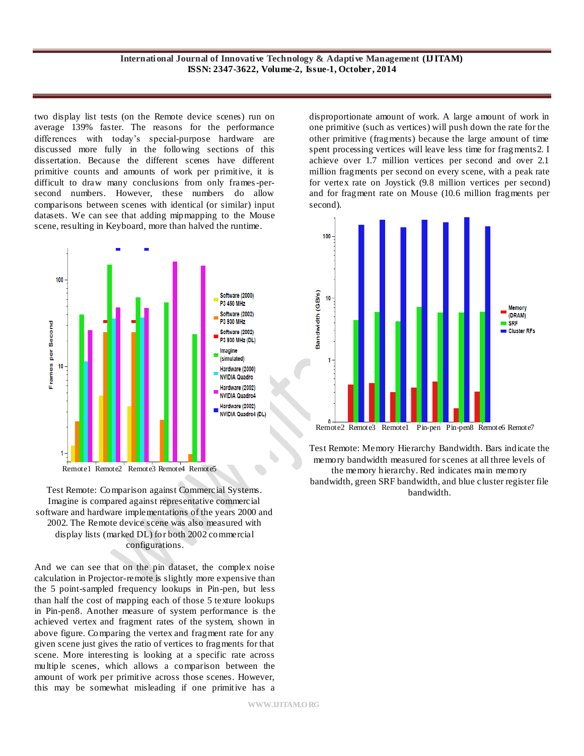two display list tests (on the Remote device scenes) run on average 139% faster. The reasons for the performance differences with today's special-purpose hardware are discussed more fully in the following sections of this dissertation. Because the different scenes have different primitive counts and amounts of work per primitive, it is difficult to draw many conclusions from only frames-per-second numbers. However, these numbers do allow comparisons between scenes with identical (or similar) input datasets. We can see that adding mipmapping to the Mouse scene, resulting in Keyboard, more than halved the runtime.

Test Remote: Comparison against Commercial Systems. Imagine is compared against representative commercial software and hardware implementations of the years 2000 and 2002. The Remote device scene was also measured with display lists (marked DL) for both 2002 commercial configurations.

And we can see that on the pin dataset, the complex noise calculation in Projector-remote is slightly more expensive than the 5 point-sampled frequency lookups in Pin-pen, but less than half the cost of mapping each of those 5 texture lookups in Pin-pen8. Another measure of system performance is the achieved vertex and fragment rates of the system, shown in above figure. Comparing the vertex and fragment rate for any given scene just gives the ratio of vertices to fragments for that scene. More interesting is looking at a specific rate across multiple scenes, which allows a comparison between the amount of work per primitive across those scenes. However, this may be somewhat misleading if one primitive has a disproportionate amount of work. A large amount of work in one primitive (such as vertices) will push down the rate for the other primitive (fragments) because the large amount of time spent processing vertices will leave less time for fragments2. I achieve over 1.7 million vertices per second and over 2.1 million fragments per second on every scene, with a peak rate for vertex rate on Joystick (9.8 million vertices per second) and for fragment rate on Mouse (10.6 million fragments per second).

Test Remote: Memory Hierarchy Bandwidth. Bars indicate the memory bandwidth measured for scenes at all three levels of the memory hierarchy. Red indicates main memory bandwidth, green SRF bandwidth, and blue cluster register file bandwidth.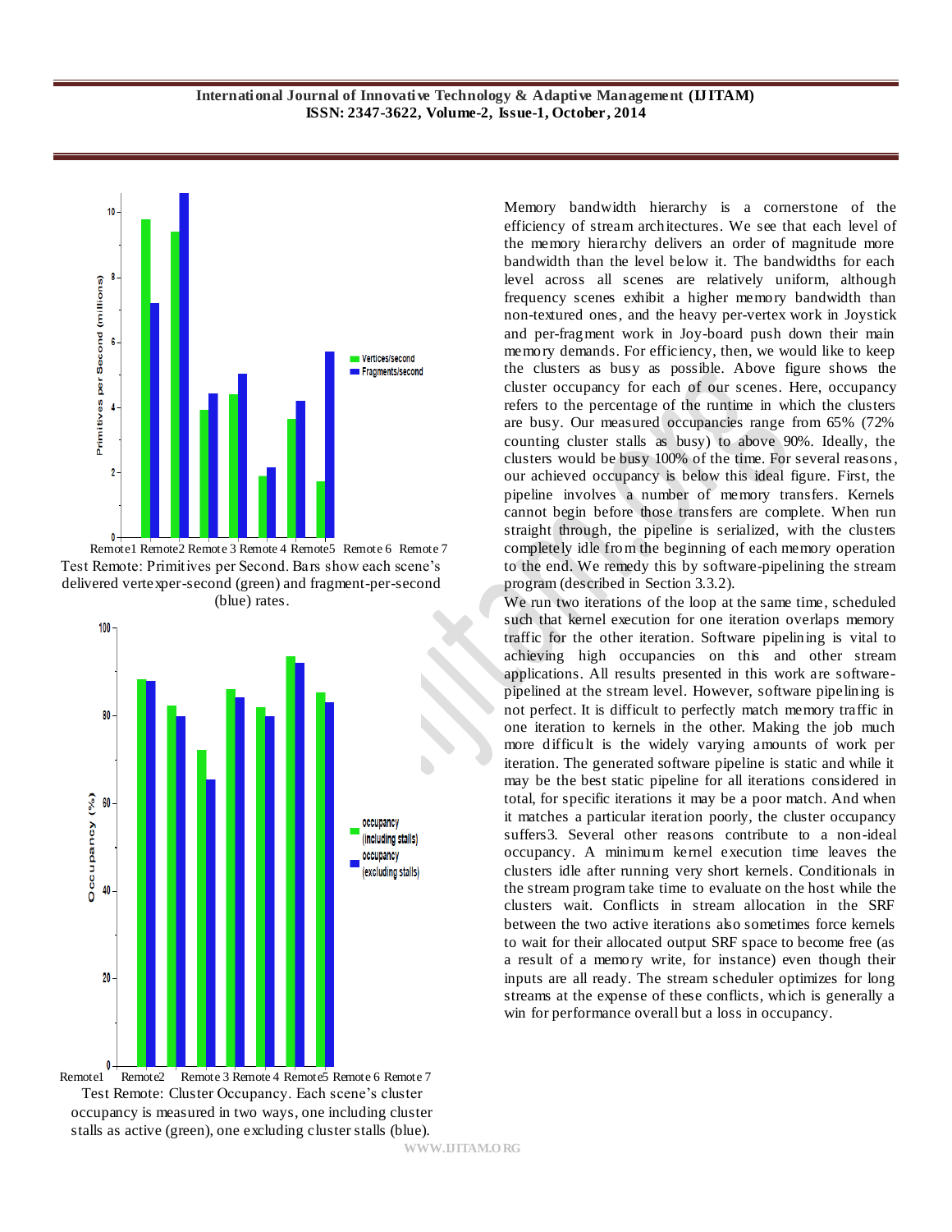Remote1 Remote2 Remote 3 Remote 4 Remote5 Remote 6 Remote 7

Test Remote: Primitives per Second. Bars show each scene's delivered vertexper-second (green) and fragment-per-second (blue) rates.

Remote1 Remote2 Remote 3 Remote 4 Remote5 Remote 6 Remote 7

Test Remote: Cluster Occupancy. Each scene's cluster occupancy is measured in two ways, one including cluster stalls as active (green), one excluding cluster stalls (blue).

Memory bandwidth hierarchy is a cornerstone of the efficiency of stream architectures. We see that each level of the memory hierarchy delivers an order of magnitude more bandwidth than the level below it. The bandwidths for each level across all scenes are relatively uniform, although frequency scenes exhibit a higher memory bandwidth than non-textured ones, and the heavy per-vertex work in Joystick and per-fragment work in Joy-board push down their main memory demands. For efficiency, then, we would like to keep the clusters as busy as possible. Above figure shows the cluster occupancy for each of our scenes. Here, occupancy refers to the percentage of the runtime in which the clusters are busy. Our measured occupancies range from 65% (72% counting cluster stalls as busy) to above 90%. Ideally, the clusters would be busy 100% of the time. For several reasons, our achieved occupancy is below this ideal figure. First, the pipeline involves a number of memory transfers. Kernels cannot begin before those transfers are complete. When run straight through, the pipeline is serialized, with the clusters completely idle from the beginning of each memory operation to the end. We remedy this by software-pipelining the stream program (described in Section 3.3.2).

We run two iterations of the loop at the same time, scheduled such that kernel execution for one iteration overlaps memory traffic for the other iteration. Software pipelining is vital to achieving high occupancies on this and other stream applications. All results presented in this work are software-pipelined at the stream level. However, software pipelining is not perfect. It is difficult to perfectly match memory traffic in one iteration to kernels in the other. Making the job much more difficult is the widely varying amounts of work per iteration. The generated software pipeline is static and while it may be the best static pipeline for all iterations considered in total, for specific iterations it may be a poor match. And when it matches a particular iteration poorly, the cluster occupancy suffers3. Several other reasons contribute to a non-ideal occupancy. A minimum kernel execution time leaves the clusters idle after running very short kernels. Conditionals in the stream program take time to evaluate on the host while the clusters wait. Conflicts in stream allocation in the SRF between the two active iterations also sometimes force kernels to wait for their allocated output SRF space to become free (as a result of a memory write, for instance) even though their inputs are all ready. The stream scheduler optimizes for long streams at the expense of these conflicts, which is generally a win for performance overall but a loss in occupancy.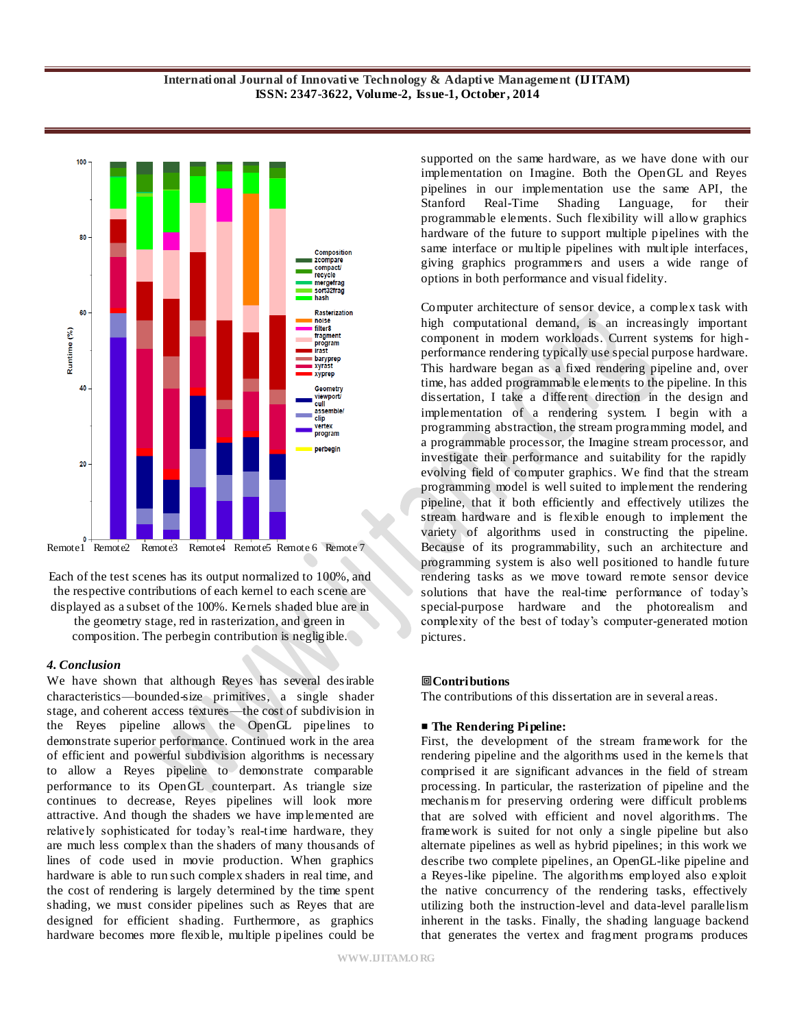Each of the test scenes has its output normalized to 100%, and the respective contributions of each kernel to each scene are displayed as a subset of the 100%. Kernels shaded blue are in the geometry stage, red in rasterization, and green in composition. The perbegin contribution is negligible.

### 4. Conclusion

We have shown that although Reyes has several desirable characteristics—bounded-size primitives, a single shader stage, and coherent access textures—the cost of subdivision in the Reyes pipeline allows the OpenGL pipelines to demonstrate superior performance. Continued work in the area of efficient and powerful subdivision algorithms is necessary to allow a Reyes pipeline to demonstrate comparable performance to its OpenGL counterpart. As triangle size continues to decrease, Reyes pipelines will look more attractive. And though the shaders we have implemented are relatively sophisticated for today's real-time hardware, they are much less complex than the shaders of many thousands of lines of code used in movie production. When graphics hardware is able to run such complex shaders in real time, and the cost of rendering is largely determined by the time spent shading, we must consider pipelines such as Reyes that are designed for efficient shading. Furthermore, as graphics hardware becomes more flexible, multiple pipelines could be supported on the same hardware, as we have done with our implementation on Imagine. Both the OpenGL and Reyes pipelines in our implementation use the same API, the Stanford Real-Time Shading Language, for their programmable elements. Such flexibility will allow graphics hardware of the future to support multiple pipelines with the same interface or multiple pipelines with multiple interfaces, giving graphics programmers and users a wide range of options in both performance and visual fidelity.

Computer architecture of sensor device, a complex task with high computational demand, is an increasingly important component in modern workloads. Current systems for high-performance rendering typically use special purpose hardware. This hardware began as a fixed rendering pipeline and, over time, has added programmable elements to the pipeline. In this dissertation, I take a different direction in the design and implementation of a rendering system. I begin with a programming abstraction, the stream programming model, and a programmable processor, the Imagine stream processor, and investigate their performance and suitability for the rapidly evolving field of computer graphics. We find that the stream programming model is well suited to implement the rendering pipeline, that it both efficiently and effectively utilizes the stream hardware and is flexible enough to implement the variety of algorithms used in constructing the pipeline. Because of its programmability, such an architecture and programming system is also well positioned to handle future rendering tasks as we move toward remote sensor device solutions that have the real-time performance of today's special-purpose hardware and the photorealism and complexity of the best of today's computer-generated motion pictures.

**Contributions**

The contributions of this dissertation are in several areas.

**▪ The Rendering Pipeline:**

First, the development of the stream framework for the rendering pipeline and the algorithms used in the kernels that comprised it are significant advances in the field of stream processing. In particular, the rasterization of pipeline and the mechanism for preserving ordering were difficult problems that are solved with efficient and novel algorithms. The framework is suited for not only a single pipeline but also alternate pipelines as well as hybrid pipelines; in this work we describe two complete pipelines, an OpenGL-like pipeline and a Reyes-like pipeline. The algorithms employed also exploit the native concurrency of the rendering tasks, effectively utilizing both the instruction-level and data-level parallelism inherent in the tasks. Finally, the shading language backend that generates the vertex and fragment programs produces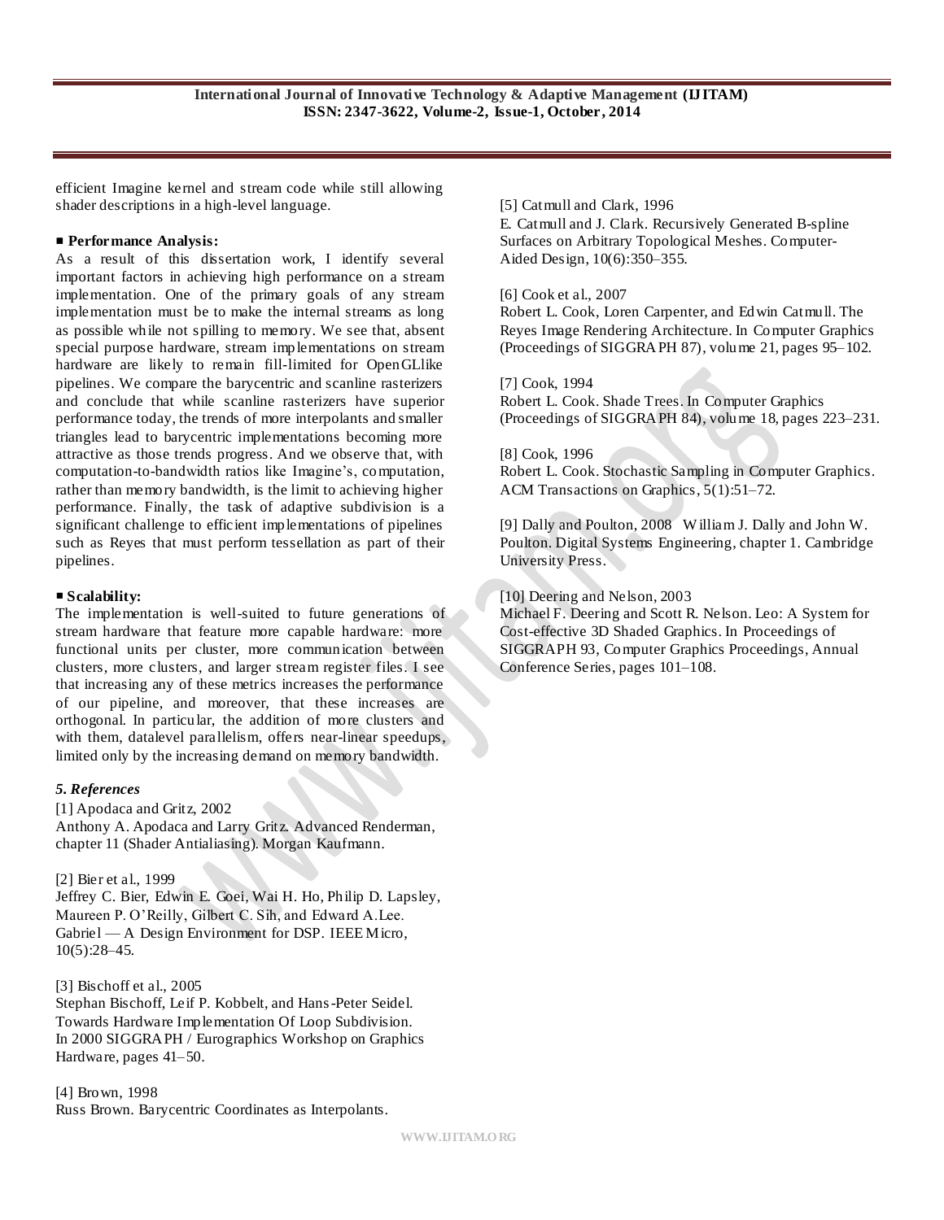efficient Imagine kernel and stream code while still allowing shader descriptions in a high-level language.

■ **Performance Analysis:**

As a result of this dissertation work, I identify several important factors in achieving high performance on a stream implementation. One of the primary goals of any stream implementation must be to make the internal streams as long as possible while not spilling to memory. We see that, absent special purpose hardware, stream implementations on stream hardware are likely to remain fill-limited for OpenGLlike pipelines. We compare the barycentric and scanline rasterizers and conclude that while scanline rasterizers have superior performance today, the trends of more interpolants and smaller triangles lead to barycentric implementations becoming more attractive as those trends progress. And we observe that, with computation-to-bandwidth ratios like Imagine's, computation, rather than memory bandwidth, is the limit to achieving higher performance. Finally, the task of adaptive subdivision is a significant challenge to efficient implementations of pipelines such as Reyes that must perform tessellation as part of their pipelines.

■ **Scalability:**

The implementation is well-suited to future generations of stream hardware that feature more capable hardware: more functional units per cluster, more communication between clusters, more clusters, and larger stream register files. I see that increasing any of these metrics increases the performance of our pipeline, and moreover, that these increases are orthogonal. In particular, the addition of more clusters and with them, datalevel parallelism, offers near-linear speedups, limited only by the increasing demand on memory bandwidth.

### *5. References*

[1] Apodaca and Gritz, 2002
Anthony A. Apodaca and Larry Gritz. Advanced Renderman, chapter 11 (Shader Antialiasing). Morgan Kaufmann.

[2] Bier et al., 1999
Jeffrey C. Bier, Edwin E. Goei, Wai H. Ho, Philip D. Lapsley, Maureen P. O'Reilly, Gilbert C. Sih, and Edward A.Lee. Gabriel — A Design Environment for DSP. IEEE Micro, 10(5):28–45.

[3] Bischoff et al., 2005
Stephan Bischoff, Leif P. Kobbelt, and Hans-Peter Seidel. Towards Hardware Implementation Of Loop Subdivision. In 2000 SIGGRAPH / Eurographics Workshop on Graphics Hardware, pages 41–50.

[4] Brown, 1998
Russ Brown. Barycentric Coordinates as Interpolants.

[5] Catmull and Clark, 1996
E. Catmull and J. Clark. Recursively Generated B-spline Surfaces on Arbitrary Topological Meshes. Computer-Aided Design, 10(6):350–355.

[6] Cook et al., 2007
Robert L. Cook, Loren Carpenter, and Edwin Catmull. The Reyes Image Rendering Architecture. In Computer Graphics (Proceedings of SIGGRAPH 87), volume 21, pages 95–102.

[7] Cook, 1994
Robert L. Cook. Shade Trees. In Computer Graphics (Proceedings of SIGGRAPH 84), volume 18, pages 223–231.

[8] Cook, 1996
Robert L. Cook. Stochastic Sampling in Computer Graphics. ACM Transactions on Graphics, 5(1):51–72.

[9] Dally and Poulton, 2008 William J. Dally and John W. Poulton. Digital Systems Engineering, chapter 1. Cambridge University Press.

[10] Deering and Nelson, 2003
Michael F. Deering and Scott R. Nelson. Leo: A System for Cost-effective 3D Shaded Graphics. In Proceedings of SIGGRAPH 93, Computer Graphics Proceedings, Annual Conference Series, pages 101–108.